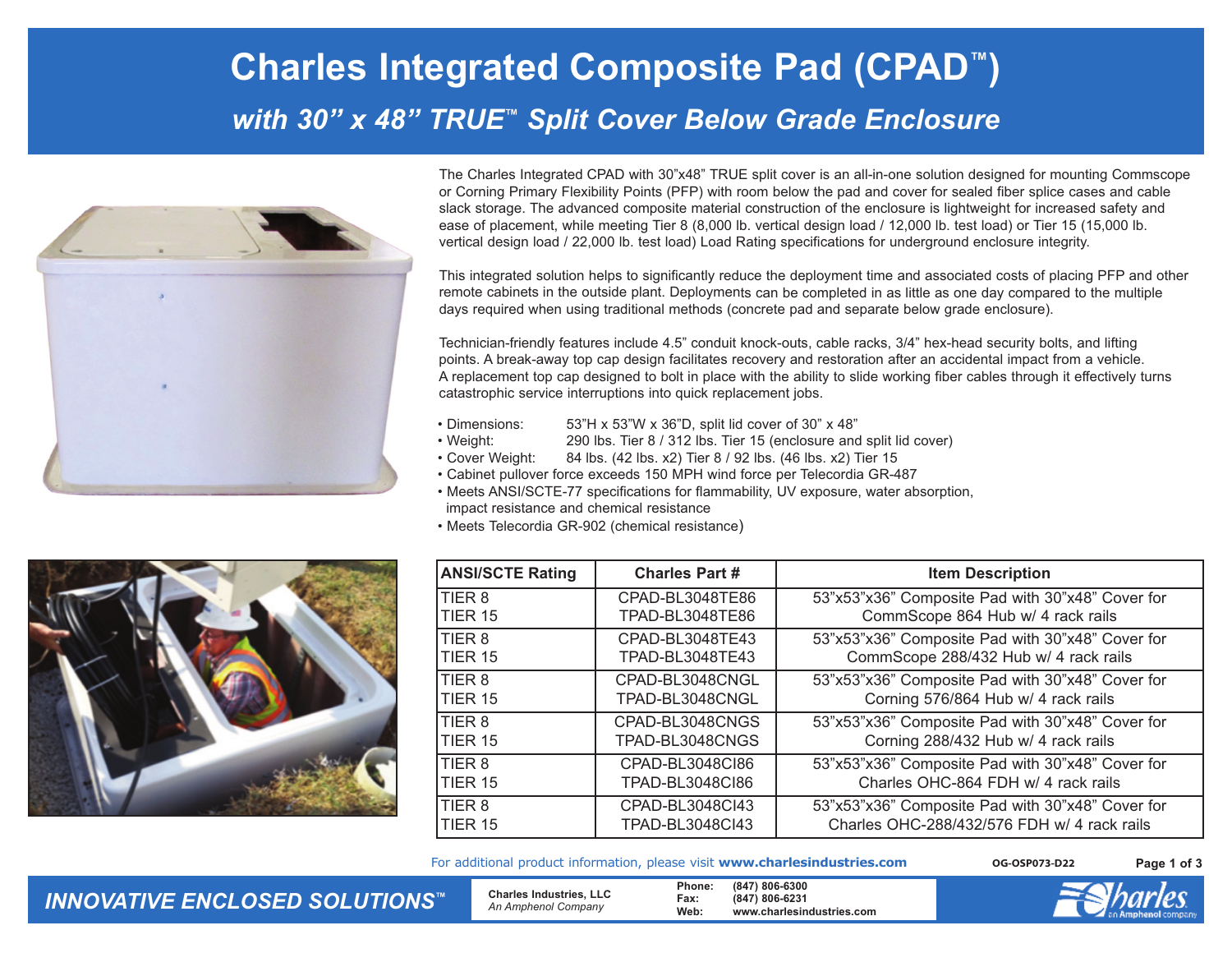# Charles Integrated Composite Pad (CPAD™)

## *with 30" x 48" TRUE™ Split Cover Below Grade Enclosure*

The Charles Integrated CPAD with 30"x48" TRUE split cover is an all-in-one solution designed for mounting Commscope or Corning Primary Flexibility Points (PFP) with room below the pad and cover for sealed fiber splice cases and cable slack storage. The advanced composite material construction of the enclosure is lightweight for increased safety and ease of placement, while meeting Tier 8 (8,000 lb. vertical design load / 12,000 lb. test load) or Tier 15 (15,000 lb. vertical design load / 22,000 lb. test load) Load Rating specifications for underground enclosure integrity.

This integrated solution helps to significantly reduce the deployment time and associated costs of placing PFP and other remote cabinets in the outside plant. Deployments can be completed in as little as one day compared to the multiple days required when using traditional methods (concrete pad and separate below grade enclosure).

Technician-friendly features include 4.5" conduit knock-outs, cable racks, 3/4" hex-head security bolts, and lifting points. A break-away top cap design facilitates recovery and restoration after an accidental impact from a vehicle. A replacement top cap designed to bolt in place with the ability to slide working fiber cables through it effectively turns catastrophic service interruptions into quick replacement jobs.

- Dimensions: 53"H x 53"W x 36"D, split lid cover of 30" x 48"
- Weight: 290 lbs. Tier 8 / 312 lbs. Tier 15 (enclosure and split lid cover)
- Cover Weight: 84 lbs. (42 lbs. x2) Tier 8 / 92 lbs. (46 lbs. x2) Tier 15
- Cabinet pullover force exceeds 150 MPH wind force per Telecordia GR-487
- Meets ANSI/SCTE-77 specifications for flammability, UV exposure, water absorption, impact resistance and chemical resistance
- Meets Telecordia GR-902 (chemical resistance)

| ANSI/SCTE Rating | Charles Part # | Item Description |
|---|---|---|
| TIER 8<br>TIER 15 | CPAD-BL3048TE86<br>TPAD-BL3048TE86 | 53"x53"x36" Composite Pad with 30"x48" Cover for CommScope 864 Hub w/ 4 rack rails |
| TIER 8<br>TIER 15 | CPAD-BL3048TE43<br>TPAD-BL3048TE43 | 53"x53"x36" Composite Pad with 30"x48" Cover for CommScope 288/432 Hub w/ 4 rack rails |
| TIER 8<br>TIER 15 | CPAD-BL3048CNGL<br>TPAD-BL3048CNGL | 53"x53"x36" Composite Pad with 30"x48" Cover for Corning 576/864 Hub w/ 4 rack rails |
| TIER 8<br>TIER 15 | CPAD-BL3048CNGS<br>TPAD-BL3048CNGS | 53"x53"x36" Composite Pad with 30"x48" Cover for Corning 288/432 Hub w/ 4 rack rails |
| TIER 8<br>TIER 15 | CPAD-BL3048CI86<br>TPAD-BL3048CI86 | 53"x53"x36" Composite Pad with 30"x48" Cover for Charles OHC-864 FDH w/ 4 rack rails |
| TIER 8<br>TIER 15 | CPAD-BL3048CI43<br>TPAD-BL3048CI43 | 53"x53"x36" Composite Pad with 30"x48" Cover for Charles OHC-288/432/576 FDH w/ 4 rack rails |

For additional product information, please visit **www.charlesindustries.com**

OG-OSP073-D22

*INNOVATIVE ENCLOSED SOLUTIONS™*

**Charles Industries, LLC**
*An Amphenol Company*

**Phone:** (847) 806-6300
**Fax:** (847) 806-6231
**Web:** www.charlesindustries.com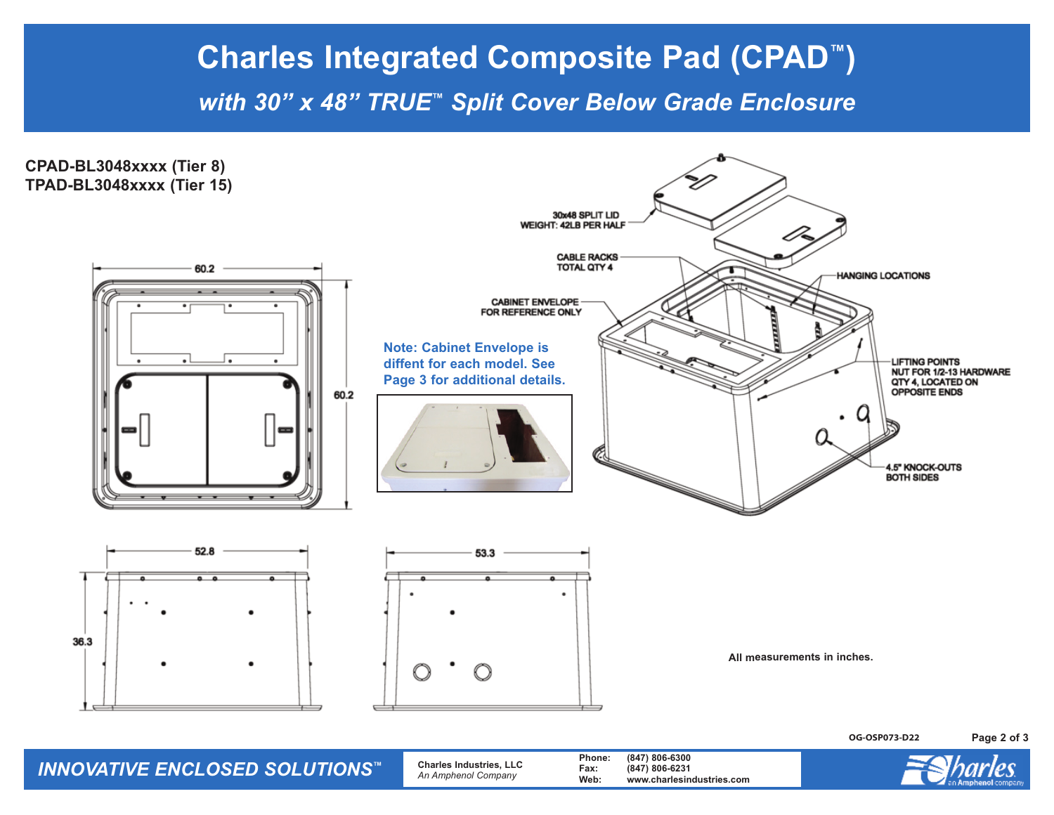# Charles Integrated Composite Pad (CPAD™)

## *with 30" x 48" TRUE™ Split Cover Below Grade Enclosure*

**CPAD-BL3048xxxx (Tier 8)**
**TPAD-BL3048xxxx (Tier 15)**

30x48 SPLIT LID
WEIGHT: 42LB PER HALF

CABLE RACKS
TOTAL QTY 4

HANGING LOCATIONS

CABINET ENVELOPE
FOR REFERENCE ONLY

LIFTING POINTS
NUT FOR 1/2-13 HARDWARE
QTY 4, LOCATED ON
OPPOSITE ENDS

4.5" KNOCK-OUTS
BOTH SIDES

**Note: Cabinet Envelope is diffent for each model. See Page 3 for additional details.**

60.2

60.2

52.8

53.3

36.3

All measurements in inches.

OG-OSP073-D22

*INNOVATIVE ENCLOSED SOLUTIONS™*

Charles Industries, LLC
*An Amphenol Company*

Phone: (847) 806-6300
Fax: (847) 806-6231
Web: www.charlesindustries.com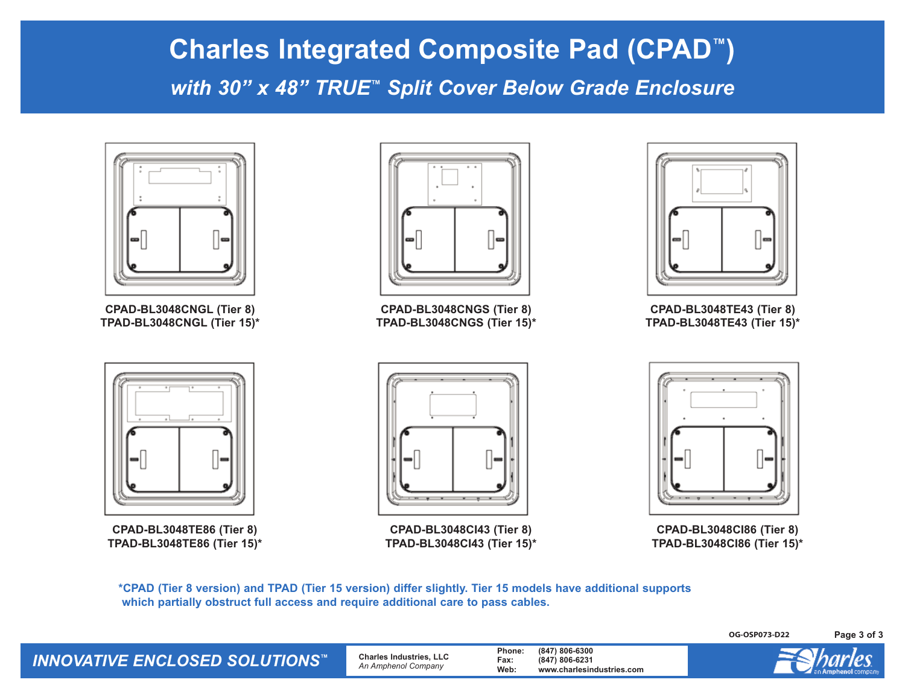# Charles Integrated Composite Pad (CPAD™)

## *with 30" x 48" TRUE™ Split Cover Below Grade Enclosure*

**CPAD-BL3048CNGL (Tier 8)**
**TPAD-BL3048CNGL (Tier 15)***

**CPAD-BL3048CNGS (Tier 8)**
**TPAD-BL3048CNGS (Tier 15)***

**CPAD-BL3048TE43 (Tier 8)**
**TPAD-BL3048TE43 (Tier 15)***

**CPAD-BL3048TE86 (Tier 8)**
**TPAD-BL3048TE86 (Tier 15)***

**CPAD-BL3048CI43 (Tier 8)**
**TPAD-BL3048CI43 (Tier 15)***

**CPAD-BL3048CI86 (Tier 8)**
**TPAD-BL3048CI86 (Tier 15)***

**\*CPAD (Tier 8 version) and TPAD (Tier 15 version) differ slightly. Tier 15 models have additional supports which partially obstruct full access and require additional care to pass cables.**

OG-OSP073-D22

*INNOVATIVE ENCLOSED SOLUTIONS™*

**Charles Industries, LLC**
*An Amphenol Company*

Phone: (847) 806-6300
Fax: (847) 806-6231
Web: www.charlesindustries.com